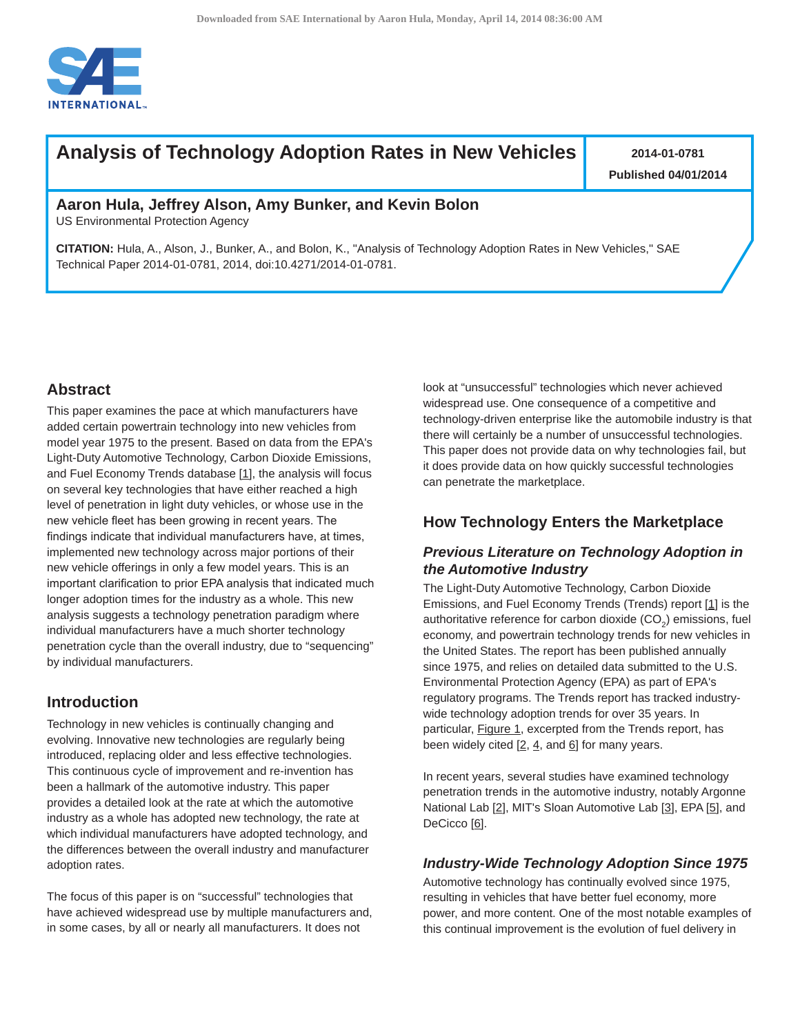# Analysis of Technology Adoption Rates in New Vehicles

2014-01-0781

Published 04/01/2014

**Aaron Hula, Jeffrey Alson, Amy Bunker, and Kevin Bolon**
US Environmental Protection Agency

**CITATION:** Hula, A., Alson, J., Bunker, A., and Bolon, K., "Analysis of Technology Adoption Rates in New Vehicles," SAE Technical Paper 2014-01-0781, 2014, doi:10.4271/2014-01-0781.

## Abstract

This paper examines the pace at which manufacturers have added certain powertrain technology into new vehicles from model year 1975 to the present. Based on data from the EPA's Light-Duty Automotive Technology, Carbon Dioxide Emissions, and Fuel Economy Trends database [1], the analysis will focus on several key technologies that have either reached a high level of penetration in light duty vehicles, or whose use in the new vehicle fleet has been growing in recent years. The findings indicate that individual manufacturers have, at times, implemented new technology across major portions of their new vehicle offerings in only a few model years. This is an important clarification to prior EPA analysis that indicated much longer adoption times for the industry as a whole. This new analysis suggests a technology penetration paradigm where individual manufacturers have a much shorter technology penetration cycle than the overall industry, due to "sequencing" by individual manufacturers.

## Introduction

Technology in new vehicles is continually changing and evolving. Innovative new technologies are regularly being introduced, replacing older and less effective technologies. This continuous cycle of improvement and re-invention has been a hallmark of the automotive industry. This paper provides a detailed look at the rate at which the automotive industry as a whole has adopted new technology, the rate at which individual manufacturers have adopted technology, and the differences between the overall industry and manufacturer adoption rates.

The focus of this paper is on "successful" technologies that have achieved widespread use by multiple manufacturers and, in some cases, by all or nearly all manufacturers. It does not look at "unsuccessful" technologies which never achieved widespread use. One consequence of a competitive and technology-driven enterprise like the automobile industry is that there will certainly be a number of unsuccessful technologies. This paper does not provide data on why technologies fail, but it does provide data on how quickly successful technologies can penetrate the marketplace.

## How Technology Enters the Marketplace

### *Previous Literature on Technology Adoption in the Automotive Industry*

The Light-Duty Automotive Technology, Carbon Dioxide Emissions, and Fuel Economy Trends (Trends) report [1] is the authoritative reference for carbon dioxide ($CO_2$) emissions, fuel economy, and powertrain technology trends for new vehicles in the United States. The report has been published annually since 1975, and relies on detailed data submitted to the U.S. Environmental Protection Agency (EPA) as part of EPA's regulatory programs. The Trends report has tracked industry-wide technology adoption trends for over 35 years. In particular, Figure 1, excerpted from the Trends report, has been widely cited [2, 4, and 6] for many years.

In recent years, several studies have examined technology penetration trends in the automotive industry, notably Argonne National Lab [2], MIT's Sloan Automotive Lab [3], EPA [5], and DeCicco [6].

### *Industry-Wide Technology Adoption Since 1975*

Automotive technology has continually evolved since 1975, resulting in vehicles that have better fuel economy, more power, and more content. One of the most notable examples of this continual improvement is the evolution of fuel delivery in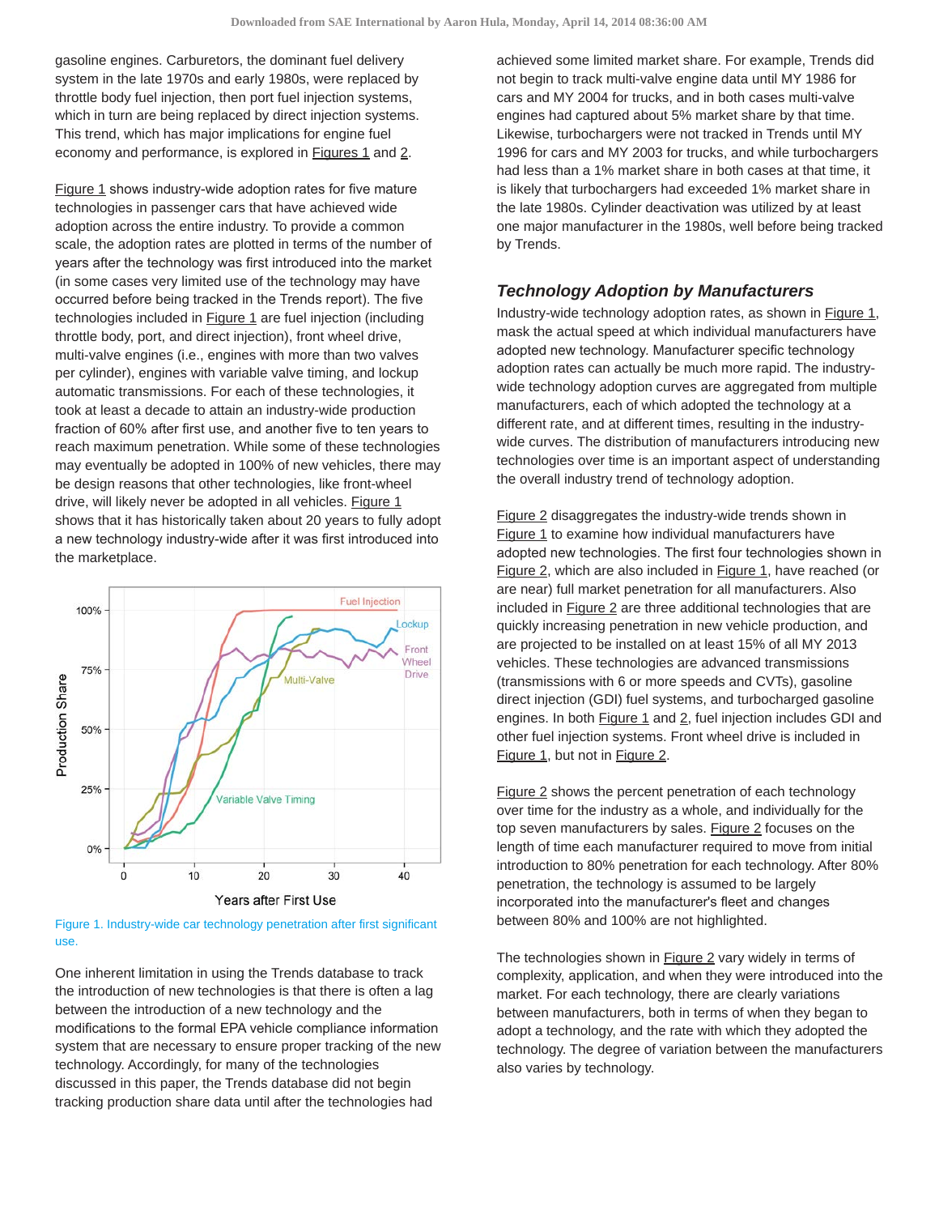gasoline engines. Carburetors, the dominant fuel delivery system in the late 1970s and early 1980s, were replaced by throttle body fuel injection, then port fuel injection systems, which in turn are being replaced by direct injection systems. This trend, which has major implications for engine fuel economy and performance, is explored in Figures 1 and 2.

Figure 1 shows industry-wide adoption rates for five mature technologies in passenger cars that have achieved wide adoption across the entire industry. To provide a common scale, the adoption rates are plotted in terms of the number of years after the technology was first introduced into the market (in some cases very limited use of the technology may have occurred before being tracked in the Trends report). The five technologies included in Figure 1 are fuel injection (including throttle body, port, and direct injection), front wheel drive, multi-valve engines (i.e., engines with more than two valves per cylinder), engines with variable valve timing, and lockup automatic transmissions. For each of these technologies, it took at least a decade to attain an industry-wide production fraction of 60% after first use, and another five to ten years to reach maximum penetration. While some of these technologies may eventually be adopted in 100% of new vehicles, there may be design reasons that other technologies, like front-wheel drive, will likely never be adopted in all vehicles. Figure 1 shows that it has historically taken about 20 years to fully adopt a new technology industry-wide after it was first introduced into the marketplace.

Figure 1. Industry-wide car technology penetration after first significant use.

One inherent limitation in using the Trends database to track the introduction of new technologies is that there is often a lag between the introduction of a new technology and the modifications to the formal EPA vehicle compliance information system that are necessary to ensure proper tracking of the new technology. Accordingly, for many of the technologies discussed in this paper, the Trends database did not begin tracking production share data until after the technologies had achieved some limited market share. For example, Trends did not begin to track multi-valve engine data until MY 1986 for cars and MY 2004 for trucks, and in both cases multi-valve engines had captured about 5% market share by that time. Likewise, turbochargers were not tracked in Trends until MY 1996 for cars and MY 2003 for trucks, and while turbochargers had less than a 1% market share in both cases at that time, it is likely that turbochargers had exceeded 1% market share in the late 1980s. Cylinder deactivation was utilized by at least one major manufacturer in the 1980s, well before being tracked by Trends.

### *Technology Adoption by Manufacturers*

Industry-wide technology adoption rates, as shown in Figure 1, mask the actual speed at which individual manufacturers have adopted new technology. Manufacturer specific technology adoption rates can actually be much more rapid. The industry-wide technology adoption curves are aggregated from multiple manufacturers, each of which adopted the technology at a different rate, and at different times, resulting in the industry-wide curves. The distribution of manufacturers introducing new technologies over time is an important aspect of understanding the overall industry trend of technology adoption.

Figure 2 disaggregates the industry-wide trends shown in Figure 1 to examine how individual manufacturers have adopted new technologies. The first four technologies shown in Figure 2, which are also included in Figure 1, have reached (or are near) full market penetration for all manufacturers. Also included in Figure 2 are three additional technologies that are quickly increasing penetration in new vehicle production, and are projected to be installed on at least 15% of all MY 2013 vehicles. These technologies are advanced transmissions (transmissions with 6 or more speeds and CVTs), gasoline direct injection (GDI) fuel systems, and turbocharged gasoline engines. In both Figure 1 and 2, fuel injection includes GDI and other fuel injection systems. Front wheel drive is included in Figure 1, but not in Figure 2.

Figure 2 shows the percent penetration of each technology over time for the industry as a whole, and individually for the top seven manufacturers by sales. Figure 2 focuses on the length of time each manufacturer required to move from initial introduction to 80% penetration for each technology. After 80% penetration, the technology is assumed to be largely incorporated into the manufacturer's fleet and changes between 80% and 100% are not highlighted.

The technologies shown in Figure 2 vary widely in terms of complexity, application, and when they were introduced into the market. For each technology, there are clearly variations between manufacturers, both in terms of when they began to adopt a technology, and the rate with which they adopted the technology. The degree of variation between the manufacturers also varies by technology.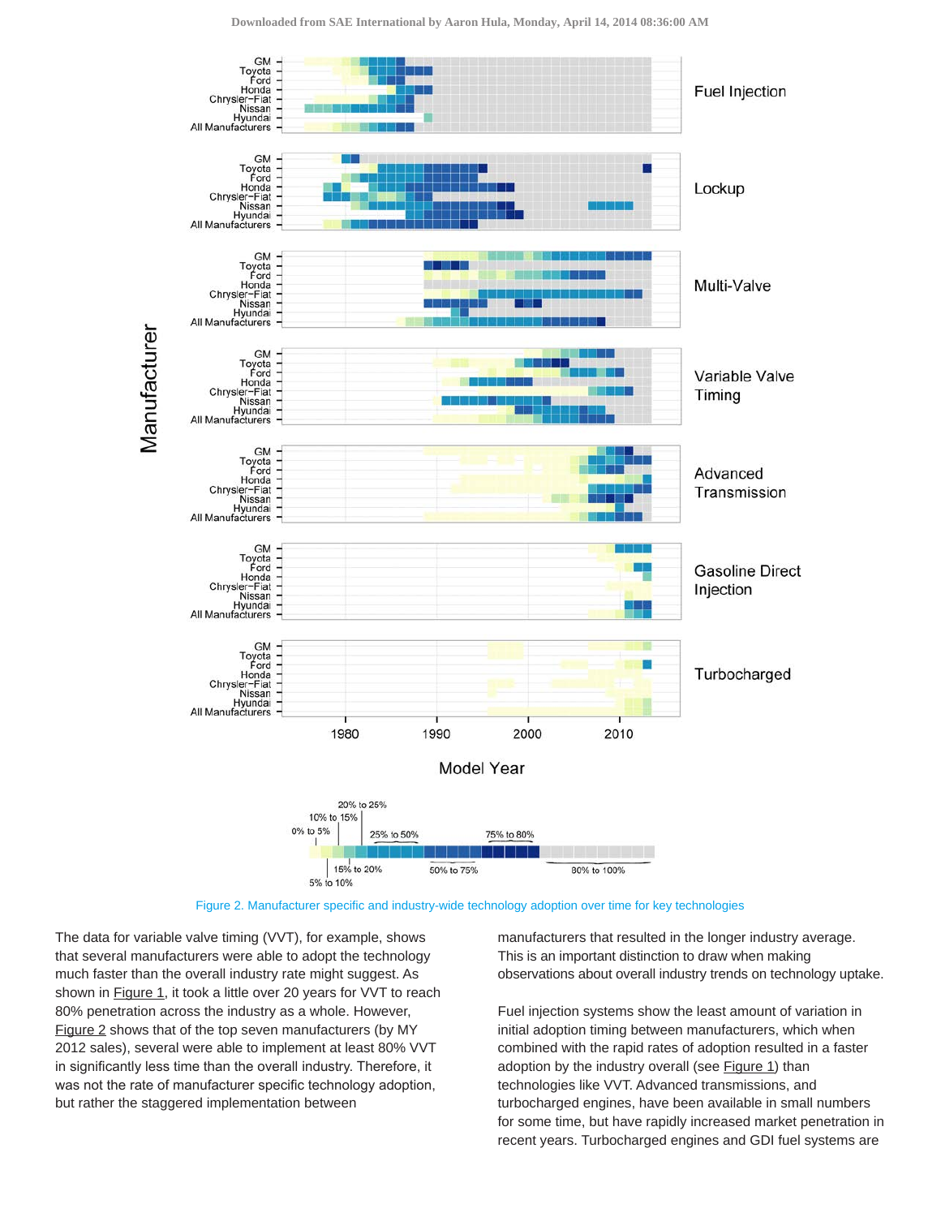Figure 2. Manufacturer specific and industry-wide technology adoption over time for key technologies

The data for variable valve timing (VVT), for example, shows that several manufacturers were able to adopt the technology much faster than the overall industry rate might suggest. As shown in Figure 1, it took a little over 20 years for VVT to reach 80% penetration across the industry as a whole. However, Figure 2 shows that of the top seven manufacturers (by MY 2012 sales), several were able to implement at least 80% VVT in significantly less time than the overall industry. Therefore, it was not the rate of manufacturer specific technology adoption, but rather the staggered implementation between manufacturers that resulted in the longer industry average. This is an important distinction to draw when making observations about overall industry trends on technology uptake.

Fuel injection systems show the least amount of variation in initial adoption timing between manufacturers, which when combined with the rapid rates of adoption resulted in a faster adoption by the industry overall (see Figure 1) than technologies like VVT. Advanced transmissions, and turbocharged engines, have been available in small numbers for some time, but have rapidly increased market penetration in recent years. Turbocharged engines and GDI fuel systems are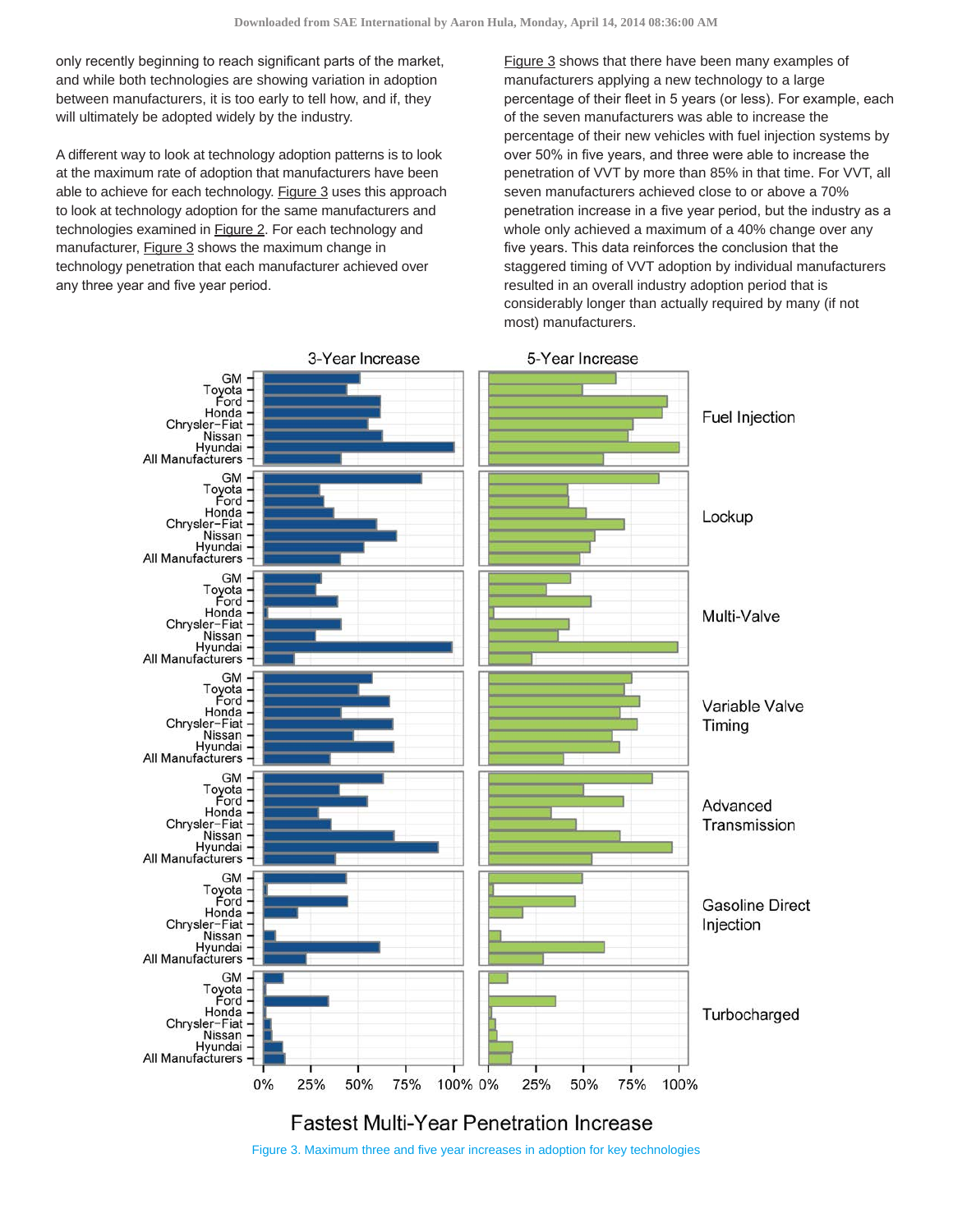only recently beginning to reach significant parts of the market, and while both technologies are showing variation in adoption between manufacturers, it is too early to tell how, and if, they will ultimately be adopted widely by the industry.

A different way to look at technology adoption patterns is to look at the maximum rate of adoption that manufacturers have been able to achieve for each technology. Figure 3 uses this approach to look at technology adoption for the same manufacturers and technologies examined in Figure 2. For each technology and manufacturer, Figure 3 shows the maximum change in technology penetration that each manufacturer achieved over any three year and five year period.

Figure 3 shows that there have been many examples of manufacturers applying a new technology to a large percentage of their fleet in 5 years (or less). For example, each of the seven manufacturers was able to increase the percentage of their new vehicles with fuel injection systems by over 50% in five years, and three were able to increase the penetration of VVT by more than 85% in that time. For VVT, all seven manufacturers achieved close to or above a 70% penetration increase in a five year period, but the industry as a whole only achieved a maximum of a 40% change over any five years. This data reinforces the conclusion that the staggered timing of VVT adoption by individual manufacturers resulted in an overall industry adoption period that is considerably longer than actually required by many (if not most) manufacturers.

Figure 3. Maximum three and five year increases in adoption for key technologies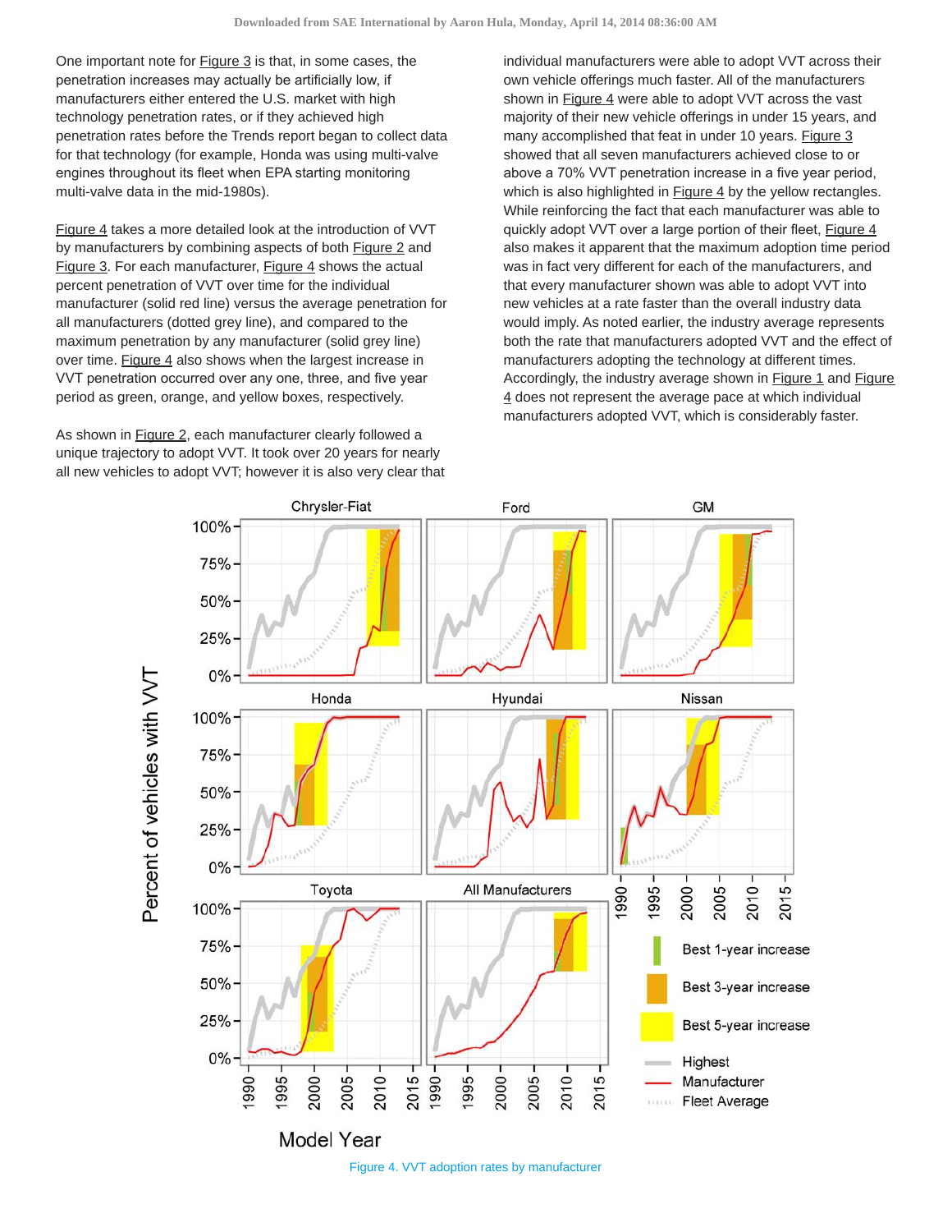One important note for Figure 3 is that, in some cases, the penetration increases may actually be artificially low, if manufacturers either entered the U.S. market with high technology penetration rates, or if they achieved high penetration rates before the Trends report began to collect data for that technology (for example, Honda was using multi-valve engines throughout its fleet when EPA starting monitoring multi-valve data in the mid-1980s).

Figure 4 takes a more detailed look at the introduction of VVT by manufacturers by combining aspects of both Figure 2 and Figure 3. For each manufacturer, Figure 4 shows the actual percent penetration of VVT over time for the individual manufacturer (solid red line) versus the average penetration for all manufacturers (dotted grey line), and compared to the maximum penetration by any manufacturer (solid grey line) over time. Figure 4 also shows when the largest increase in VVT penetration occurred over any one, three, and five year period as green, orange, and yellow boxes, respectively.

As shown in Figure 2, each manufacturer clearly followed a unique trajectory to adopt VVT. It took over 20 years for nearly all new vehicles to adopt VVT; however it is also very clear that individual manufacturers were able to adopt VVT across their own vehicle offerings much faster. All of the manufacturers shown in Figure 4 were able to adopt VVT across the vast majority of their new vehicle offerings in under 15 years, and many accomplished that feat in under 10 years. Figure 3 showed that all seven manufacturers achieved close to or above a 70% VVT penetration increase in a five year period, which is also highlighted in Figure 4 by the yellow rectangles. While reinforcing the fact that each manufacturer was able to quickly adopt VVT over a large portion of their fleet, Figure 4 also makes it apparent that the maximum adoption time period was in fact very different for each of the manufacturers, and that every manufacturer shown was able to adopt VVT into new vehicles at a rate faster than the overall industry data would imply. As noted earlier, the industry average represents both the rate that manufacturers adopted VVT and the effect of manufacturers adopting the technology at different times. Accordingly, the industry average shown in Figure 1 and Figure 4 does not represent the average pace at which individual manufacturers adopted VVT, which is considerably faster.

Figure 4. VVT adoption rates by manufacturer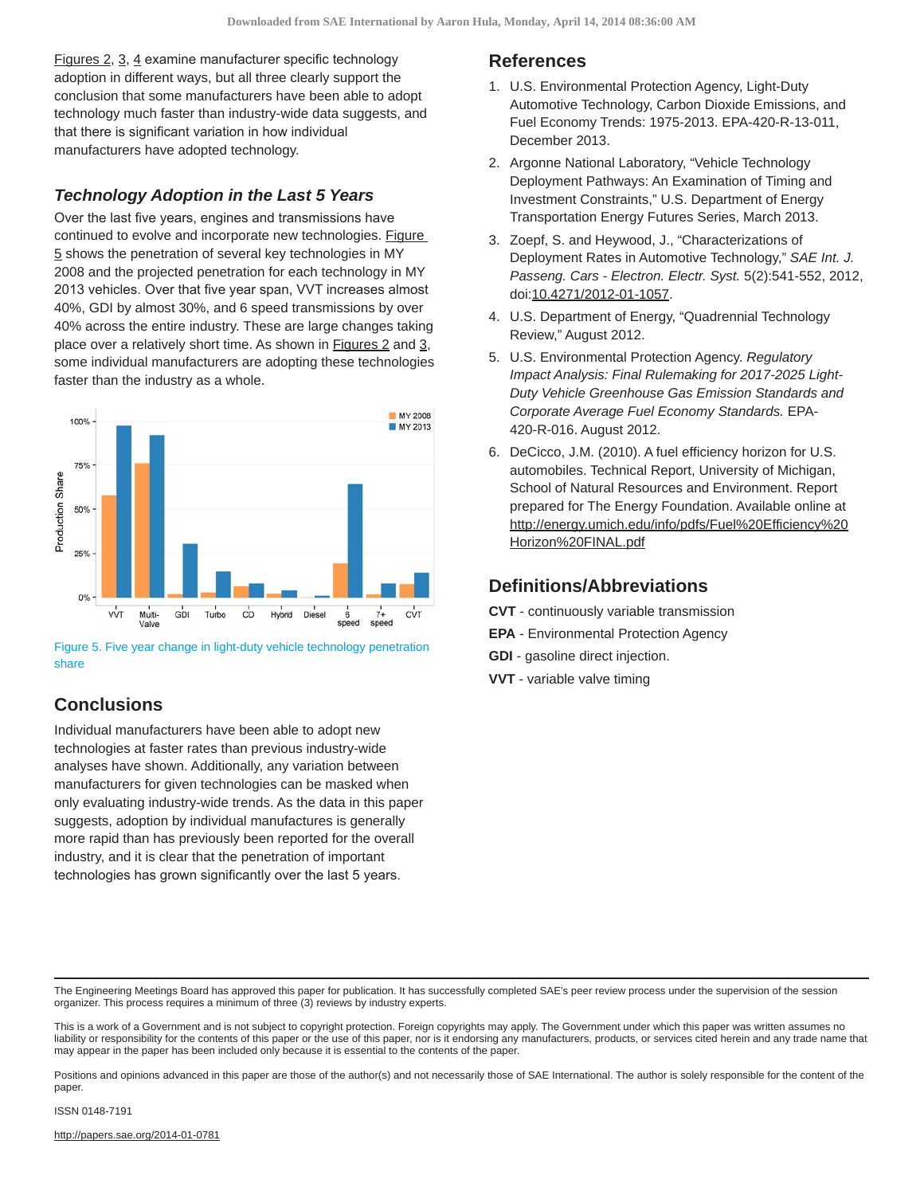Figures 2, 3, 4 examine manufacturer specific technology adoption in different ways, but all three clearly support the conclusion that some manufacturers have been able to adopt technology much faster than industry-wide data suggests, and that there is significant variation in how individual manufacturers have adopted technology.

### Technology Adoption in the Last 5 Years

Over the last five years, engines and transmissions have continued to evolve and incorporate new technologies. Figure 5 shows the penetration of several key technologies in MY 2008 and the projected penetration for each technology in MY 2013 vehicles. Over that five year span, VVT increases almost 40%, GDI by almost 30%, and 6 speed transmissions by over 40% across the entire industry. These are large changes taking place over a relatively short time. As shown in Figures 2 and 3, some individual manufacturers are adopting these technologies faster than the industry as a whole.

MY 2008
MY 2013
Production Share
100%
75%
50%
25%
0%
VVT
Multi-Valve
GDI
Turbo
CD
Hybrid
Diesel
6 speed
7+ speed
CVT

Figure 5. Five year change in light-duty vehicle technology penetration share

## Conclusions

Individual manufacturers have been able to adopt new technologies at faster rates than previous industry-wide analyses have shown. Additionally, any variation between manufacturers for given technologies can be masked when only evaluating industry-wide trends. As the data in this paper suggests, adoption by individual manufactures is generally more rapid than has previously been reported for the overall industry, and it is clear that the penetration of important technologies has grown significantly over the last 5 years.

## References

1. U.S. Environmental Protection Agency, Light-Duty Automotive Technology, Carbon Dioxide Emissions, and Fuel Economy Trends: 1975-2013. EPA-420-R-13-011, December 2013.
2. Argonne National Laboratory, "Vehicle Technology Deployment Pathways: An Examination of Timing and Investment Constraints," U.S. Department of Energy Transportation Energy Futures Series, March 2013.
3. Zoepf, S. and Heywood, J., "Characterizations of Deployment Rates in Automotive Technology," *SAE Int. J. Passeng. Cars - Electron. Electr. Syst.* 5(2):541-552, 2012, doi:10.4271/2012-01-1057.
4. U.S. Department of Energy, "Quadrennial Technology Review," August 2012.
5. U.S. Environmental Protection Agency. *Regulatory Impact Analysis: Final Rulemaking for 2017-2025 Light-Duty Vehicle Greenhouse Gas Emission Standards and Corporate Average Fuel Economy Standards.* EPA-420-R-016. August 2012.
6. DeCicco, J.M. (2010). A fuel efficiency horizon for U.S. automobiles. Technical Report, University of Michigan, School of Natural Resources and Environment. Report prepared for The Energy Foundation. Available online at http://energy.umich.edu/info/pdfs/Fuel%20Efficiency%20Horizon%20FINAL.pdf

## Definitions/Abbreviations

**CVT** - continuously variable transmission

**EPA** - Environmental Protection Agency

**GDI** - gasoline direct injection.

**VVT** - variable valve timing

---

The Engineering Meetings Board has approved this paper for publication. It has successfully completed SAE's peer review process under the supervision of the session organizer. This process requires a minimum of three (3) reviews by industry experts.

This is a work of a Government and is not subject to copyright protection. Foreign copyrights may apply. The Government under which this paper was written assumes no liability or responsibility for the contents of this paper or the use of this paper, nor is it endorsing any manufacturers, products, or services cited herein and any trade name that may appear in the paper has been included only because it is essential to the contents of the paper.

Positions and opinions advanced in this paper are those of the author(s) and not necessarily those of SAE International. The author is solely responsible for the content of the paper.

ISSN 0148-7191

http://papers.sae.org/2014-01-0781